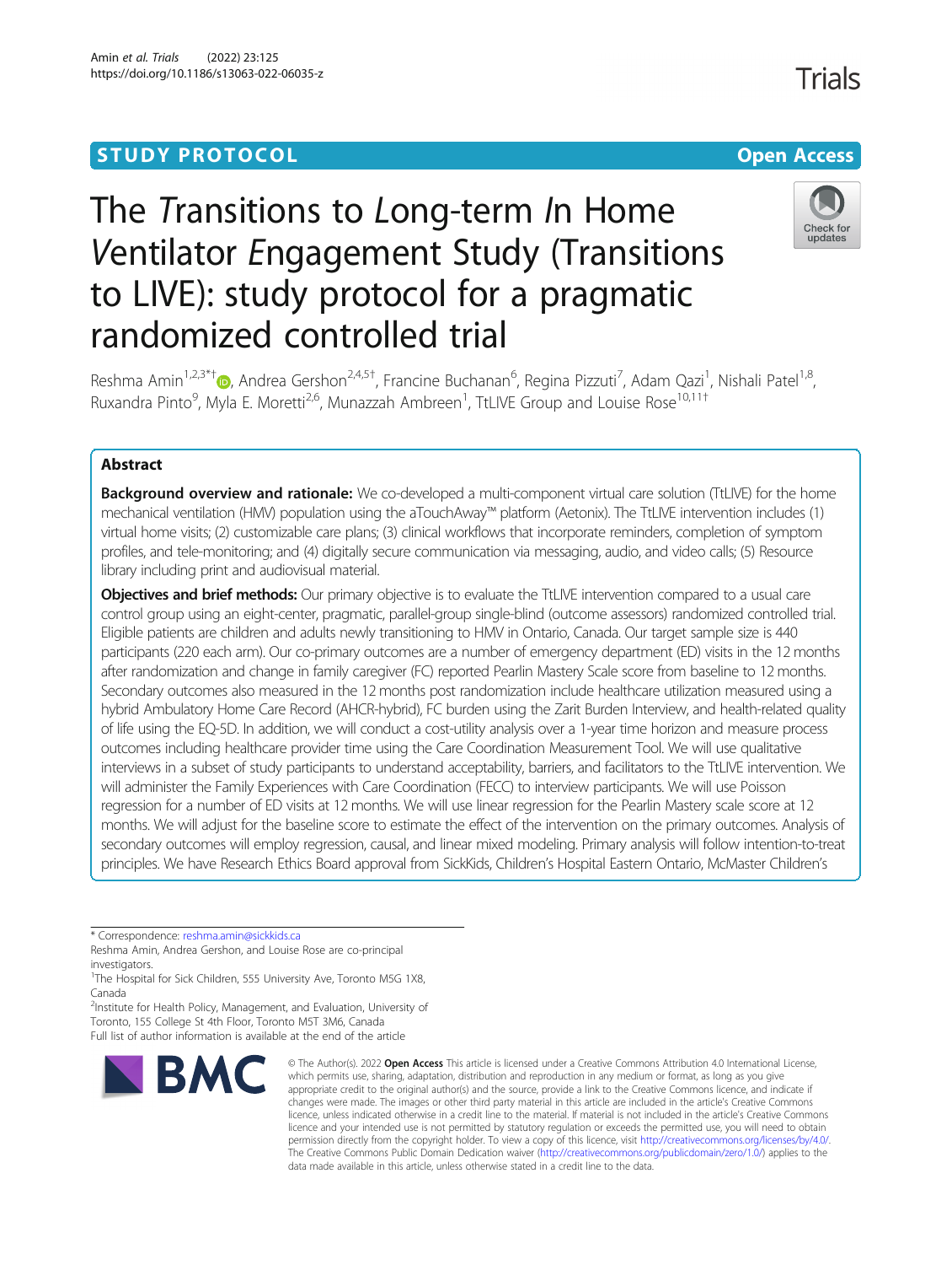STUDY PROTOCOL

Open Access

# The *T*ransitions to *L*ong-term *I*n Home *V*entilator *E*ngagement Study (Transitions to LIVE): study protocol for a pragmatic randomized controlled trial

Reshma Amin[1,2,3*†], Andrea Gershon[2,4,5†], Francine Buchanan[6], Regina Pizzuti[7], Adam Qazi[1], Nishali Patel[1,8], Ruxandra Pinto[9], Myla E. Moretti[2,6], Munazzah Ambreen[1], TtLIVE Group and Louise Rose[10,11†]

## Abstract

**Background overview and rationale:** We co-developed a multi-component virtual care solution (TtLIVE) for the home mechanical ventilation (HMV) population using the aTouchAway™ platform (Aetonix). The TtLIVE intervention includes (1) virtual home visits; (2) customizable care plans; (3) clinical workflows that incorporate reminders, completion of symptom profiles, and tele-monitoring; and (4) digitally secure communication via messaging, audio, and video calls; (5) Resource library including print and audiovisual material.

**Objectives and brief methods:** Our primary objective is to evaluate the TtLIVE intervention compared to a usual care control group using an eight-center, pragmatic, parallel-group single-blind (outcome assessors) randomized controlled trial. Eligible patients are children and adults newly transitioning to HMV in Ontario, Canada. Our target sample size is 440 participants (220 each arm). Our co-primary outcomes are a number of emergency department (ED) visits in the 12 months after randomization and change in family caregiver (FC) reported Pearlin Mastery Scale score from baseline to 12 months. Secondary outcomes also measured in the 12 months post randomization include healthcare utilization measured using a hybrid Ambulatory Home Care Record (AHCR-hybrid), FC burden using the Zarit Burden Interview, and health-related quality of life using the EQ-5D. In addition, we will conduct a cost-utility analysis over a 1-year time horizon and measure process outcomes including healthcare provider time using the Care Coordination Measurement Tool. We will use qualitative interviews in a subset of study participants to understand acceptability, barriers, and facilitators to the TtLIVE intervention. We will administer the Family Experiences with Care Coordination (FECC) to interview participants. We will use Poisson regression for a number of ED visits at 12 months. We will use linear regression for the Pearlin Mastery scale score at 12 months. We will adjust for the baseline score to estimate the effect of the intervention on the primary outcomes. Analysis of secondary outcomes will employ regression, causal, and linear mixed modeling. Primary analysis will follow intention-to-treat principles. We have Research Ethics Board approval from SickKids, Children's Hospital Eastern Ontario, McMaster Children's

\* Correspondence: reshma.amin@sickkids.ca

Reshma Amin, Andrea Gershon, and Louise Rose are co-principal investigators.

[1]The Hospital for Sick Children, 555 University Ave, Toronto M5G 1X8, Canada

[2]Institute for Health Policy, Management, and Evaluation, University of Toronto, 155 College St 4th Floor, Toronto M5T 3M6, Canada

Full list of author information is available at the end of the article

© The Author(s). 2022 **Open Access** This article is licensed under a Creative Commons Attribution 4.0 International License, which permits use, sharing, adaptation, distribution and reproduction in any medium or format, as long as you give appropriate credit to the original author(s) and the source, provide a link to the Creative Commons licence, and indicate if changes were made. The images or other third party material in this article are included in the article's Creative Commons licence, unless indicated otherwise in a credit line to the material. If material is not included in the article's Creative Commons licence and your intended use is not permitted by statutory regulation or exceeds the permitted use, you will need to obtain permission directly from the copyright holder. To view a copy of this licence, visit http://creativecommons.org/licenses/by/4.0/. The Creative Commons Public Domain Dedication waiver (http://creativecommons.org/publicdomain/zero/1.0/) applies to the data made available in this article, unless otherwise stated in a credit line to the data.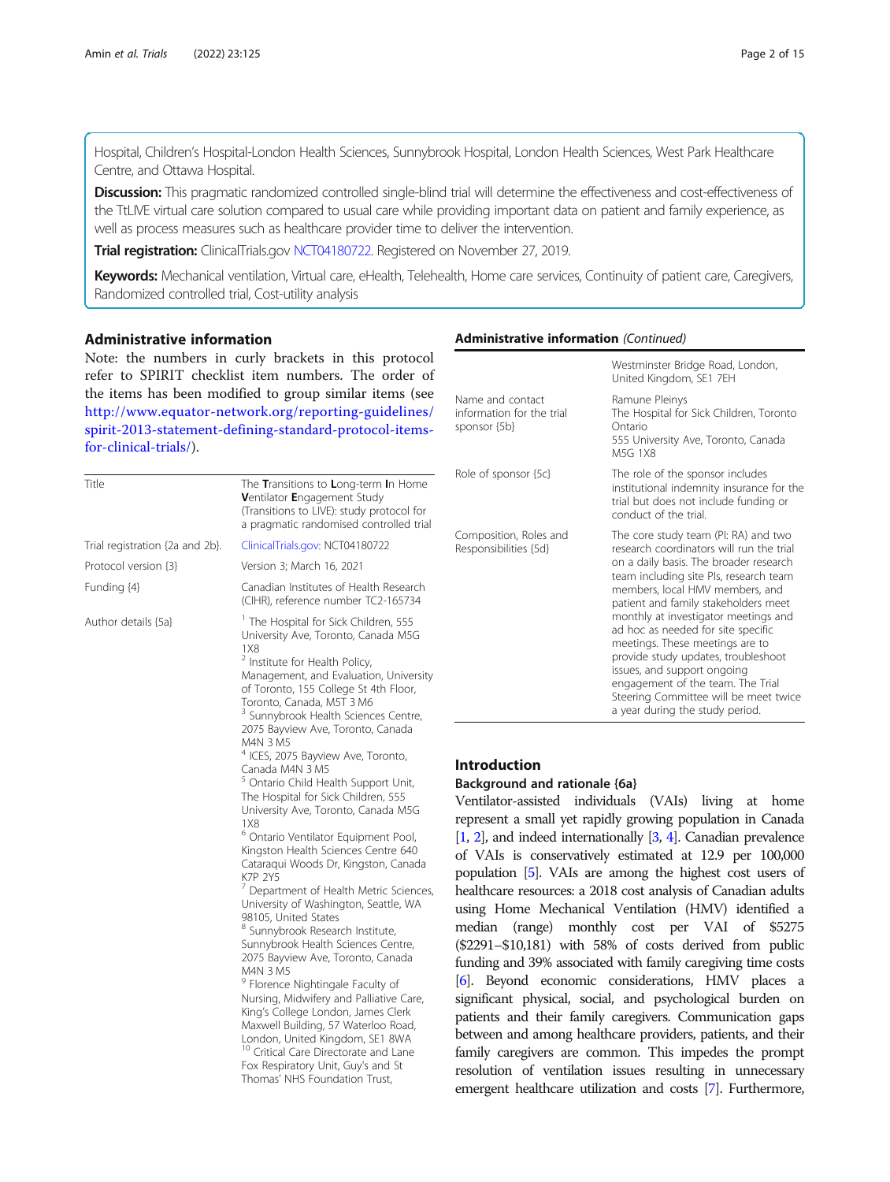Hospital, Children's Hospital-London Health Sciences, Sunnybrook Hospital, London Health Sciences, West Park Healthcare Centre, and Ottawa Hospital.

**Discussion:** This pragmatic randomized controlled single-blind trial will determine the effectiveness and cost-effectiveness of the TtLIVE virtual care solution compared to usual care while providing important data on patient and family experience, as well as process measures such as healthcare provider time to deliver the intervention.

**Trial registration:** ClinicalTrials.gov NCT04180722. Registered on November 27, 2019.

**Keywords:** Mechanical ventilation, Virtual care, eHealth, Telehealth, Home care services, Continuity of patient care, Caregivers, Randomized controlled trial, Cost-utility analysis

## Administrative information

Note: the numbers in curly brackets in this protocol refer to SPIRIT checklist item numbers. The order of the items has been modified to group similar items (see http://www.equator-network.org/reporting-guidelines/spirit-2013-statement-defining-standard-protocol-items-for-clinical-trials/).

| | |
|---|---|
| Title | The **T**ransitions to **L**ong-term **I**n Home **V**entilator **E**ngagement Study (Transitions to LIVE): study protocol for a pragmatic randomised controlled trial |
| Trial registration {2a and 2b}. | ClinicalTrials.gov: NCT04180722 |
| Protocol version {3} | Version 3; March 16, 2021 |
| Funding {4} | Canadian Institutes of Health Research (CIHR), reference number TC2-165734 |
| Author details {5a} | [1] The Hospital for Sick Children, 555 University Ave, Toronto, Canada M5G 1X8 [2] Institute for Health Policy, Management, and Evaluation, University of Toronto, 155 College St 4th Floor, Toronto, Canada, M5T 3 M6 [3] Sunnybrook Health Sciences Centre, 2075 Bayview Ave, Toronto, Canada M4N 3 M5 [4] ICES, 2075 Bayview Ave, Toronto, Canada M4N 3 M5 [5] Ontario Child Health Support Unit, The Hospital for Sick Children, 555 University Ave, Toronto, Canada M5G 1X8 [6] Ontario Ventilator Equipment Pool, Kingston Health Sciences Centre 640 Cataraqui Woods Dr, Kingston, Canada K7P 2Y5 [7] Department of Health Metric Sciences, University of Washington, Seattle, WA 98105, United States [8] Sunnybrook Research Institute, Sunnybrook Health Sciences Centre, 2075 Bayview Ave, Toronto, Canada M4N 3 M5 [9] Florence Nightingale Faculty of Nursing, Midwifery and Palliative Care, King's College London, James Clerk Maxwell Building, 57 Waterloo Road, London, United Kingdom, SE1 8WA [10] Critical Care Directorate and Lane Fox Respiratory Unit, Guy's and St Thomas' NHS Foundation Trust, Westminster Bridge Road, London, United Kingdom, SE1 7EH |
| Name and contact information for the trial sponsor {5b} | Ramune Pleinys The Hospital for Sick Children, Toronto Ontario 555 University Ave, Toronto, Canada M5G 1X8 |
| Role of sponsor {5c} | The role of the sponsor includes institutional indemnity insurance for the trial but does not include funding or conduct of the trial. |
| Composition, Roles and Responsibilities {5d} | The core study team (PI: RA) and two research coordinators will run the trial on a daily basis. The broader research team including site PIs, research team members, local HMV members, and patient and family stakeholders meet monthly at investigator meetings and ad hoc as needed for site specific meetings. These meetings are to provide study updates, troubleshoot issues, and support ongoing engagement of the team. The Trial Steering Committee will be meet twice a year during the study period. |

## Introduction

### Background and rationale {6a}

Ventilator-assisted individuals (VAIs) living at home represent a small yet rapidly growing population in Canada [1, 2], and indeed internationally [3, 4]. Canadian prevalence of VAIs is conservatively estimated at 12.9 per 100,000 population [5]. VAIs are among the highest cost users of healthcare resources: a 2018 cost analysis of Canadian adults using Home Mechanical Ventilation (HMV) identified a median (range) monthly cost per VAI of $5275 ($2291–$10,181) with 58% of costs derived from public funding and 39% associated with family caregiving time costs [6]. Beyond economic considerations, HMV places a significant physical, social, and psychological burden on patients and their family caregivers. Communication gaps between and among healthcare providers, patients, and their family caregivers are common. This impedes the prompt resolution of ventilation issues resulting in unnecessary emergent healthcare utilization and costs [7]. Furthermore,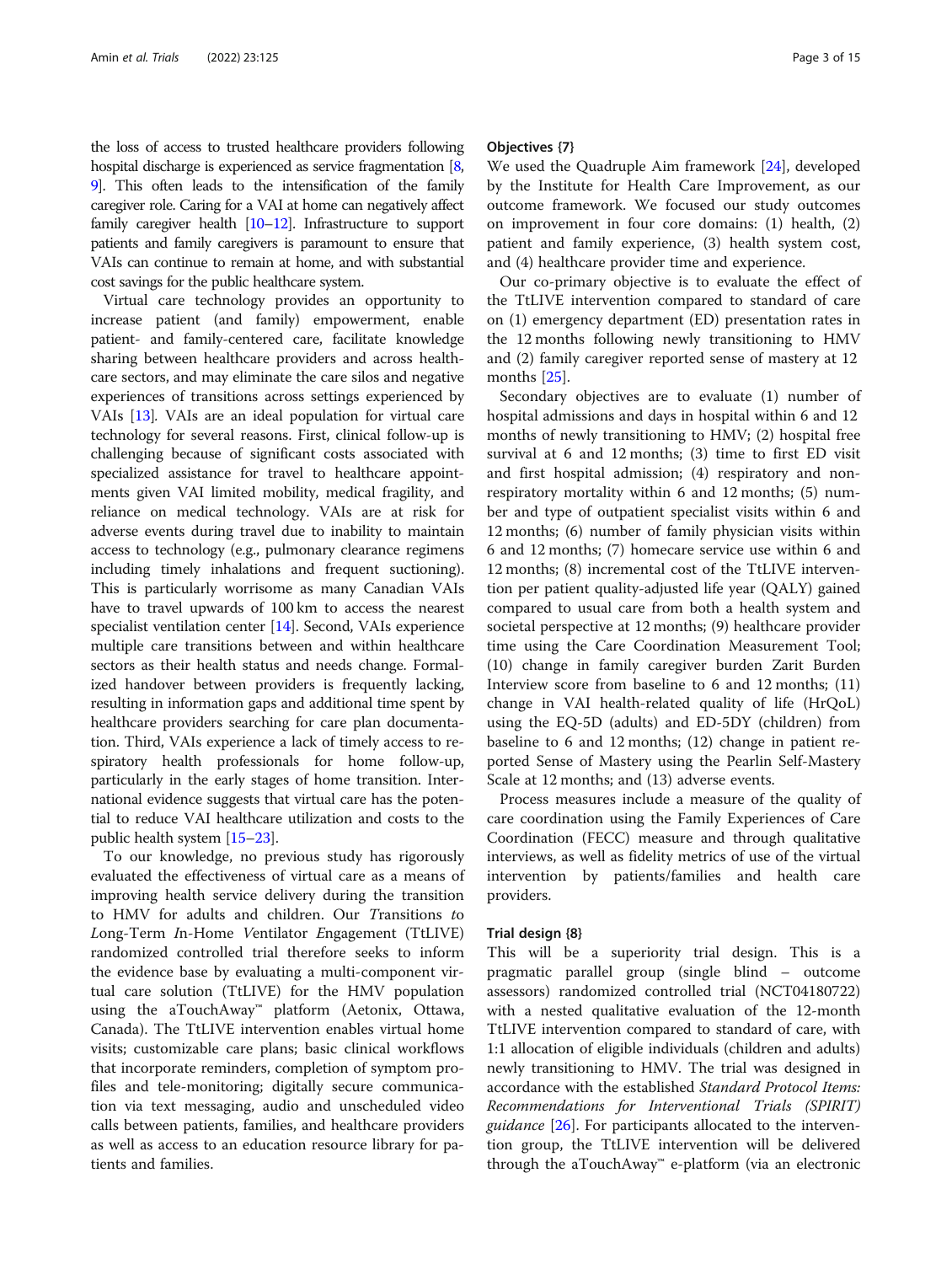the loss of access to trusted healthcare providers following hospital discharge is experienced as service fragmentation [8, 9]. This often leads to the intensification of the family caregiver role. Caring for a VAI at home can negatively affect family caregiver health [10–12]. Infrastructure to support patients and family caregivers is paramount to ensure that VAIs can continue to remain at home, and with substantial cost savings for the public healthcare system.

Virtual care technology provides an opportunity to increase patient (and family) empowerment, enable patient- and family-centered care, facilitate knowledge sharing between healthcare providers and across healthcare sectors, and may eliminate the care silos and negative experiences of transitions across settings experienced by VAIs [13]. VAIs are an ideal population for virtual care technology for several reasons. First, clinical follow-up is challenging because of significant costs associated with specialized assistance for travel to healthcare appointments given VAI limited mobility, medical fragility, and reliance on medical technology. VAIs are at risk for adverse events during travel due to inability to maintain access to technology (e.g., pulmonary clearance regimens including timely inhalations and frequent suctioning). This is particularly worrisome as many Canadian VAIs have to travel upwards of 100 km to access the nearest specialist ventilation center [14]. Second, VAIs experience multiple care transitions between and within healthcare sectors as their health status and needs change. Formalized handover between providers is frequently lacking, resulting in information gaps and additional time spent by healthcare providers searching for care plan documentation. Third, VAIs experience a lack of timely access to respiratory health professionals for home follow-up, particularly in the early stages of home transition. International evidence suggests that virtual care has the potential to reduce VAI healthcare utilization and costs to the public health system [15–23].

To our knowledge, no previous study has rigorously evaluated the effectiveness of virtual care as a means of improving health service delivery during the transition to HMV for adults and children. Our *T*ransitions *t*o *L*ong-Term *I*n-Home *V*entilator *E*ngagement (TtLIVE) randomized controlled trial therefore seeks to inform the evidence base by evaluating a multi-component virtual care solution (TtLIVE) for the HMV population using the aTouchAway™ platform (Aetonix, Ottawa, Canada). The TtLIVE intervention enables virtual home visits; customizable care plans; basic clinical workflows that incorporate reminders, completion of symptom profiles and tele-monitoring; digitally secure communication via text messaging, audio and unscheduled video calls between patients, families, and healthcare providers as well as access to an education resource library for patients and families.

### Objectives {7}

We used the Quadruple Aim framework [24], developed by the Institute for Health Care Improvement, as our outcome framework. We focused our study outcomes on improvement in four core domains: (1) health, (2) patient and family experience, (3) health system cost, and (4) healthcare provider time and experience.

Our co-primary objective is to evaluate the effect of the TtLIVE intervention compared to standard of care on (1) emergency department (ED) presentation rates in the 12 months following newly transitioning to HMV and (2) family caregiver reported sense of mastery at 12 months [25].

Secondary objectives are to evaluate (1) number of hospital admissions and days in hospital within 6 and 12 months of newly transitioning to HMV; (2) hospital free survival at 6 and 12 months; (3) time to first ED visit and first hospital admission; (4) respiratory and non-respiratory mortality within 6 and 12 months; (5) number and type of outpatient specialist visits within 6 and 12 months; (6) number of family physician visits within 6 and 12 months; (7) homecare service use within 6 and 12 months; (8) incremental cost of the TtLIVE intervention per patient quality-adjusted life year (QALY) gained compared to usual care from both a health system and societal perspective at 12 months; (9) healthcare provider time using the Care Coordination Measurement Tool; (10) change in family caregiver burden Zarit Burden Interview score from baseline to 6 and 12 months; (11) change in VAI health-related quality of life (HrQoL) using the EQ-5D (adults) and ED-5DY (children) from baseline to 6 and 12 months; (12) change in patient reported Sense of Mastery using the Pearlin Self-Mastery Scale at 12 months; and (13) adverse events.

Process measures include a measure of the quality of care coordination using the Family Experiences of Care Coordination (FECC) measure and through qualitative interviews, as well as fidelity metrics of use of the virtual intervention by patients/families and health care providers.

### Trial design {8}

This will be a superiority trial design. This is a pragmatic parallel group (single blind – outcome assessors) randomized controlled trial (NCT04180722) with a nested qualitative evaluation of the 12-month TtLIVE intervention compared to standard of care, with 1:1 allocation of eligible individuals (children and adults) newly transitioning to HMV. The trial was designed in accordance with the established *Standard Protocol Items: Recommendations for Interventional Trials (SPIRIT) guidance* [26]. For participants allocated to the intervention group, the TtLIVE intervention will be delivered through the aTouchAway™ e-platform (via an electronic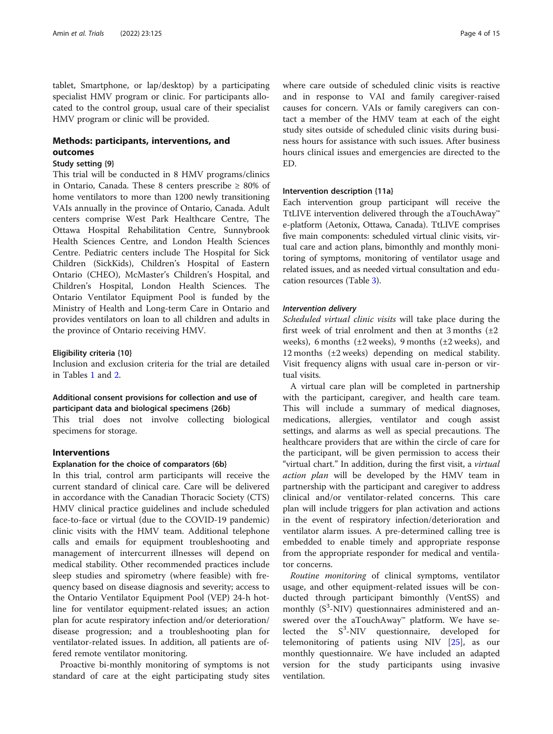tablet, Smartphone, or lap/desktop) by a participating specialist HMV program or clinic. For participants allocated to the control group, usual care of their specialist HMV program or clinic will be provided.

## Methods: participants, interventions, and outcomes

### Study setting {9}

This trial will be conducted in 8 HMV programs/clinics in Ontario, Canada. These 8 centers prescribe ≥ 80% of home ventilators to more than 1200 newly transitioning VAIs annually in the province of Ontario, Canada. Adult centers comprise West Park Healthcare Centre, The Ottawa Hospital Rehabilitation Centre, Sunnybrook Health Sciences Centre, and London Health Sciences Centre. Pediatric centers include The Hospital for Sick Children (SickKids), Children's Hospital of Eastern Ontario (CHEO), McMaster's Children's Hospital, and Children's Hospital, London Health Sciences. The Ontario Ventilator Equipment Pool is funded by the Ministry of Health and Long-term Care in Ontario and provides ventilators on loan to all children and adults in the province of Ontario receiving HMV.

### Eligibility criteria {10}

Inclusion and exclusion criteria for the trial are detailed in Tables 1 and 2.

### Additional consent provisions for collection and use of participant data and biological specimens {26b}

This trial does not involve collecting biological specimens for storage.

## Interventions

### Explanation for the choice of comparators {6b}

In this trial, control arm participants will receive the current standard of clinical care. Care will be delivered in accordance with the Canadian Thoracic Society (CTS) HMV clinical practice guidelines and include scheduled face-to-face or virtual (due to the COVID-19 pandemic) clinic visits with the HMV team. Additional telephone calls and emails for equipment troubleshooting and management of intercurrent illnesses will depend on medical stability. Other recommended practices include sleep studies and spirometry (where feasible) with frequency based on disease diagnosis and severity; access to the Ontario Ventilator Equipment Pool (VEP) 24-h hotline for ventilator equipment-related issues; an action plan for acute respiratory infection and/or deterioration/disease progression; and a troubleshooting plan for ventilator-related issues. In addition, all patients are offered remote ventilator monitoring.

Proactive bi-monthly monitoring of symptoms is not standard of care at the eight participating study sites where care outside of scheduled clinic visits is reactive and in response to VAI and family caregiver-raised causes for concern. VAIs or family caregivers can contact a member of the HMV team at each of the eight study sites outside of scheduled clinic visits during business hours for assistance with such issues. After business hours clinical issues and emergencies are directed to the ED.

### Intervention description {11a}

Each intervention group participant will receive the TtLIVE intervention delivered through the aTouchAway™ e-platform (Aetonix, Ottawa, Canada). TtLIVE comprises five main components: scheduled virtual clinic visits, virtual care and action plans, bimonthly and monthly monitoring of symptoms, monitoring of ventilator usage and related issues, and as needed virtual consultation and education resources (Table 3).

#### *Intervention delivery*

*Scheduled virtual clinic visits* will take place during the first week of trial enrolment and then at 3 months (±2 weeks), 6 months (±2 weeks), 9 months (±2 weeks), and 12 months (±2 weeks) depending on medical stability. Visit frequency aligns with usual care in-person or virtual visits.

A virtual care plan will be completed in partnership with the participant, caregiver, and health care team. This will include a summary of medical diagnoses, medications, allergies, ventilator and cough assist settings, and alarms as well as special precautions. The healthcare providers that are within the circle of care for the participant, will be given permission to access their "virtual chart." In addition, during the first visit, a *virtual action plan* will be developed by the HMV team in partnership with the participant and caregiver to address clinical and/or ventilator-related concerns. This care plan will include triggers for plan activation and actions in the event of respiratory infection/deterioration and ventilator alarm issues. A pre-determined calling tree is embedded to enable timely and appropriate response from the appropriate responder for medical and ventilator concerns.

*Routine monitoring* of clinical symptoms, ventilator usage, and other equipment-related issues will be conducted through participant bimonthly (VentSS) and monthly ($S^3$-NIV) questionnaires administered and answered over the aTouchAway™ platform. We have selected the $S^3$-NIV questionnaire, developed for telemonitoring of patients using NIV [25], as our monthly questionnaire. We have included an adapted version for the study participants using invasive ventilation.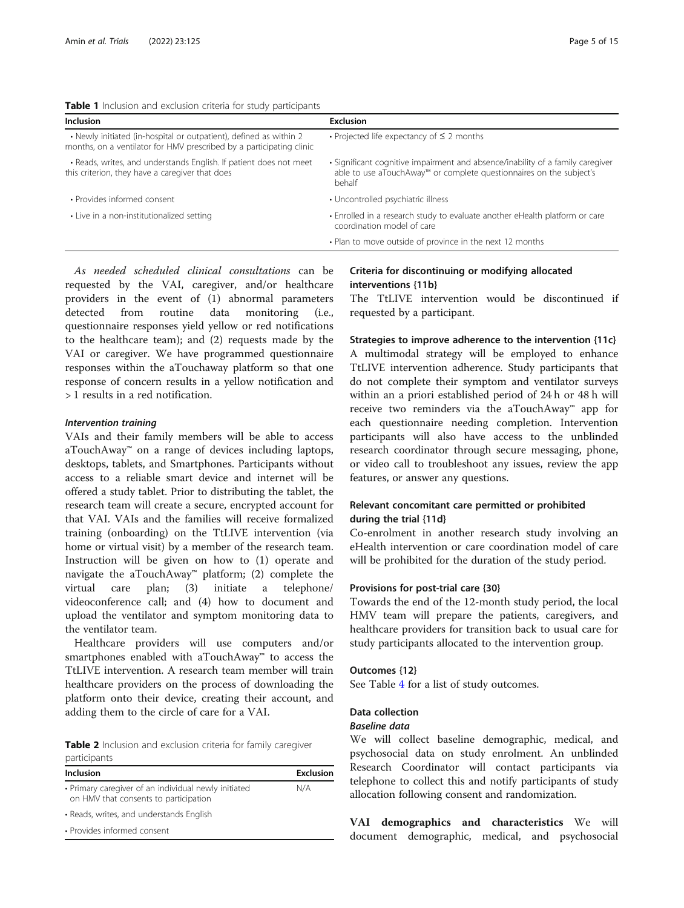**Table 1** Inclusion and exclusion criteria for study participants

| Inclusion | Exclusion |
|---|---|
| • Newly initiated (in-hospital or outpatient), defined as within 2 months, on a ventilator for HMV prescribed by a participating clinic | • Projected life expectancy of ≤ 2 months |
| • Reads, writes, and understands English. If patient does not meet this criterion, they have a caregiver that does | • Significant cognitive impairment and absence/inability of a family caregiver able to use aTouchAway™ or complete questionnaires on the subject's behalf |
| • Provides informed consent | • Uncontrolled psychiatric illness |
| • Live in a non-institutionalized setting | • Enrolled in a research study to evaluate another eHealth platform or care coordination model of care |
| | • Plan to move outside of province in the next 12 months |

*As needed scheduled clinical consultations* can be requested by the VAI, caregiver, and/or healthcare providers in the event of (1) abnormal parameters detected from routine data monitoring (i.e., questionnaire responses yield yellow or red notifications to the healthcare team); and (2) requests made by the VAI or caregiver. We have programmed questionnaire responses within the aTouchaway platform so that one response of concern results in a yellow notification and > 1 results in a red notification.

#### *Intervention training*

VAIs and their family members will be able to access aTouchAway™ on a range of devices including laptops, desktops, tablets, and Smartphones. Participants without access to a reliable smart device and internet will be offered a study tablet. Prior to distributing the tablet, the research team will create a secure, encrypted account for that VAI. VAIs and the families will receive formalized training (onboarding) on the TtLIVE intervention (via home or virtual visit) by a member of the research team. Instruction will be given on how to (1) operate and navigate the aTouchAway™ platform; (2) complete the virtual care plan; (3) initiate a telephone/videoconference call; and (4) how to document and upload the ventilator and symptom monitoring data to the ventilator team.

Healthcare providers will use computers and/or smartphones enabled with aTouchAway™ to access the TtLIVE intervention. A research team member will train healthcare providers on the process of downloading the platform onto their device, creating their account, and adding them to the circle of care for a VAI.

**Table 2** Inclusion and exclusion criteria for family caregiver participants

| Inclusion | Exclusion |
|---|---|
| • Primary caregiver of an individual newly initiated on HMV that consents to participation | N/A |
| • Reads, writes, and understands English | |
| • Provides informed consent | |

### Criteria for discontinuing or modifying allocated interventions {11b}

The TtLIVE intervention would be discontinued if requested by a participant.

### Strategies to improve adherence to the intervention {11c}

A multimodal strategy will be employed to enhance TtLIVE intervention adherence. Study participants that do not complete their symptom and ventilator surveys within an a priori established period of 24 h or 48 h will receive two reminders via the aTouchAway™ app for each questionnaire needing completion. Intervention participants will also have access to the unblinded research coordinator through secure messaging, phone, or video call to troubleshoot any issues, review the app features, or answer any questions.

### Relevant concomitant care permitted or prohibited during the trial {11d}

Co-enrolment in another research study involving an eHealth intervention or care coordination model of care will be prohibited for the duration of the study period.

### Provisions for post-trial care {30}

Towards the end of the 12-month study period, the local HMV team will prepare the patients, caregivers, and healthcare providers for transition back to usual care for study participants allocated to the intervention group.

### Outcomes {12}

See Table 4 for a list of study outcomes.

### Data collection

#### *Baseline data*

We will collect baseline demographic, medical, and psychosocial data on study enrolment. An unblinded Research Coordinator will contact participants via telephone to collect this and notify participants of study allocation following consent and randomization.

**VAI demographics and characteristics** We will document demographic, medical, and psychosocial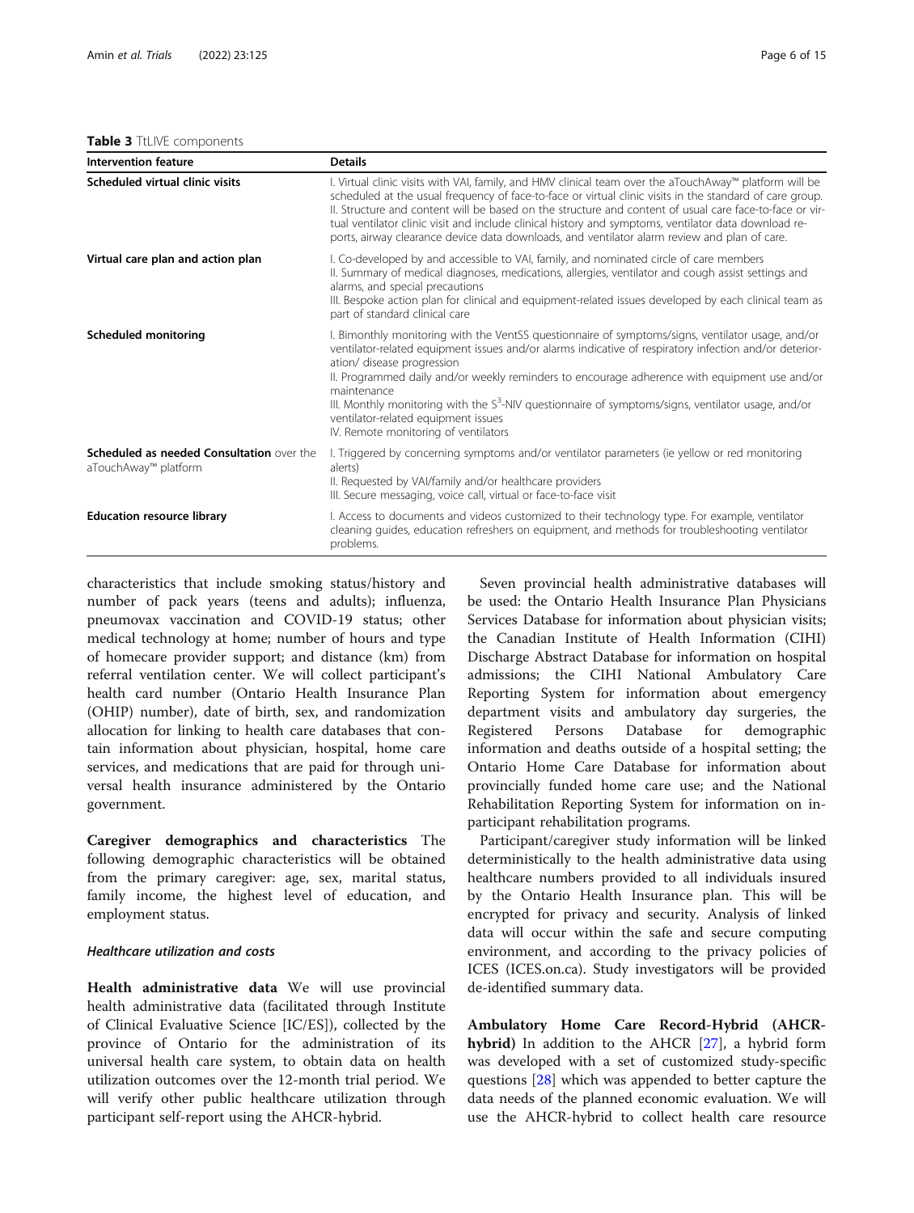**Table 3** TtLIVE components

| Intervention feature | Details |
|---|---|
| **Scheduled virtual clinic visits** | I. Virtual clinic visits with VAI, family, and HMV clinical team over the aTouchAway™ platform will be scheduled at the usual frequency of face-to-face or virtual clinic visits in the standard of care group.<br>II. Structure and content will be based on the structure and content of usual care face-to-face or virtual ventilator clinic visit and include clinical history and symptoms, ventilator data download reports, airway clearance device data downloads, and ventilator alarm review and plan of care. |
| **Virtual care plan and action plan** | I. Co-developed by and accessible to VAI, family, and nominated circle of care members<br>II. Summary of medical diagnoses, medications, allergies, ventilator and cough assist settings and alarms, and special precautions<br>III. Bespoke action plan for clinical and equipment-related issues developed by each clinical team as part of standard clinical care |
| **Scheduled monitoring** | I. Bimonthly monitoring with the VentSS questionnaire of symptoms/signs, ventilator usage, and/or ventilator-related equipment issues and/or alarms indicative of respiratory infection and/or deterioration/ disease progression<br>II. Programmed daily and/or weekly reminders to encourage adherence with equipment use and/or maintenance<br>III. Monthly monitoring with the $S^3$-NIV questionnaire of symptoms/signs, ventilator usage, and/or ventilator-related equipment issues<br>IV. Remote monitoring of ventilators |
| **Scheduled as needed Consultation** over the aTouchAway™ platform | I. Triggered by concerning symptoms and/or ventilator parameters (ie yellow or red monitoring alerts)<br>II. Requested by VAI/family and/or healthcare providers<br>III. Secure messaging, voice call, virtual or face-to-face visit |
| **Education resource library** | I. Access to documents and videos customized to their technology type. For example, ventilator cleaning guides, education refreshers on equipment, and methods for troubleshooting ventilator problems. |

characteristics that include smoking status/history and number of pack years (teens and adults); influenza, pneumovax vaccination and COVID-19 status; other medical technology at home; number of hours and type of homecare provider support; and distance (km) from referral ventilation center. We will collect participant's health card number (Ontario Health Insurance Plan (OHIP) number), date of birth, sex, and randomization allocation for linking to health care databases that contain information about physician, hospital, home care services, and medications that are paid for through universal health insurance administered by the Ontario government.

**Caregiver demographics and characteristics** The following demographic characteristics will be obtained from the primary caregiver: age, sex, marital status, family income, the highest level of education, and employment status.

### *Healthcare utilization and costs*

**Health administrative data** We will use provincial health administrative data (facilitated through Institute of Clinical Evaluative Science [IC/ES]), collected by the province of Ontario for the administration of its universal health care system, to obtain data on health utilization outcomes over the 12-month trial period. We will verify other public healthcare utilization through participant self-report using the AHCR-hybrid.

Seven provincial health administrative databases will be used: the Ontario Health Insurance Plan Physicians Services Database for information about physician visits; the Canadian Institute of Health Information (CIHI) Discharge Abstract Database for information on hospital admissions; the CIHI National Ambulatory Care Reporting System for information about emergency department visits and ambulatory day surgeries, the Registered Persons Database for demographic information and deaths outside of a hospital setting; the Ontario Home Care Database for information about provincially funded home care use; and the National Rehabilitation Reporting System for information on in-participant rehabilitation programs.

Participant/caregiver study information will be linked deterministically to the health administrative data using healthcare numbers provided to all individuals insured by the Ontario Health Insurance plan. This will be encrypted for privacy and security. Analysis of linked data will occur within the safe and secure computing environment, and according to the privacy policies of ICES (ICES.on.ca). Study investigators will be provided de-identified summary data.

**Ambulatory Home Care Record-Hybrid (AHCR-hybrid)** In addition to the AHCR [27], a hybrid form was developed with a set of customized study-specific questions [28] which was appended to better capture the data needs of the planned economic evaluation. We will use the AHCR-hybrid to collect health care resource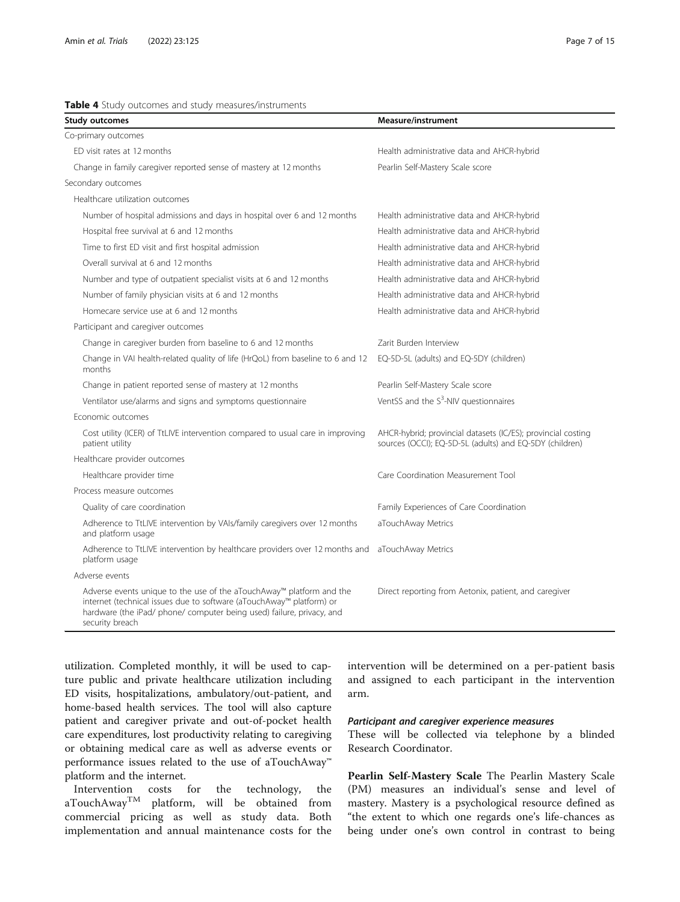**Table 4** Study outcomes and study measures/instruments

| Study outcomes | Measure/instrument |
|---|---|
| Co-primary outcomes | |
| ED visit rates at 12 months | Health administrative data and AHCR-hybrid |
| Change in family caregiver reported sense of mastery at 12 months | Pearlin Self-Mastery Scale score |
| Secondary outcomes | |
| Healthcare utilization outcomes | |
| Number of hospital admissions and days in hospital over 6 and 12 months | Health administrative data and AHCR-hybrid |
| Hospital free survival at 6 and 12 months | Health administrative data and AHCR-hybrid |
| Time to first ED visit and first hospital admission | Health administrative data and AHCR-hybrid |
| Overall survival at 6 and 12 months | Health administrative data and AHCR-hybrid |
| Number and type of outpatient specialist visits at 6 and 12 months | Health administrative data and AHCR-hybrid |
| Number of family physician visits at 6 and 12 months | Health administrative data and AHCR-hybrid |
| Homecare service use at 6 and 12 months | Health administrative data and AHCR-hybrid |
| Participant and caregiver outcomes | |
| Change in caregiver burden from baseline to 6 and 12 months | Zarit Burden Interview |
| Change in VAI health-related quality of life (HrQoL) from baseline to 6 and 12 months | EQ-5D-5L (adults) and EQ-5DY (children) |
| Change in patient reported sense of mastery at 12 months | Pearlin Self-Mastery Scale score |
| Ventilator use/alarms and signs and symptoms questionnaire | VentSS and the $S^3$-NIV questionnaires |
| Economic outcomes | |
| Cost utility (ICER) of TtLIVE intervention compared to usual care in improving patient utility | AHCR-hybrid; provincial datasets (IC/ES); provincial costing sources (OCCI); EQ-5D-5L (adults) and EQ-5DY (children) |
| Healthcare provider outcomes | |
| Healthcare provider time | Care Coordination Measurement Tool |
| Process measure outcomes | |
| Quality of care coordination | Family Experiences of Care Coordination |
| Adherence to TtLIVE intervention by VAIs/family caregivers over 12 months and platform usage | aTouchAway Metrics |
| Adherence to TtLIVE intervention by healthcare providers over 12 months and platform usage | aTouchAway Metrics |
| Adverse events | |
| Adverse events unique to the use of the aTouchAway™ platform and the internet (technical issues due to software (aTouchAway™ platform) or hardware (the iPad/ phone/ computer being used) failure, privacy, and security breach | Direct reporting from Aetonix, patient, and caregiver |

utilization. Completed monthly, it will be used to capture public and private healthcare utilization including ED visits, hospitalizations, ambulatory/out-patient, and home-based health services. The tool will also capture patient and caregiver private and out-of-pocket health care expenditures, lost productivity relating to caregiving or obtaining medical care as well as adverse events or performance issues related to the use of aTouchAway™ platform and the internet.

Intervention costs for the technology, the aTouchAway™ platform, will be obtained from commercial pricing as well as study data. Both implementation and annual maintenance costs for the intervention will be determined on a per-patient basis and assigned to each participant in the intervention arm.

#### *Participant and caregiver experience measures*

These will be collected via telephone by a blinded Research Coordinator.

**Pearlin Self-Mastery Scale** The Pearlin Mastery Scale (PM) measures an individual's sense and level of mastery. Mastery is a psychological resource defined as "the extent to which one regards one's life-chances as being under one's own control in contrast to being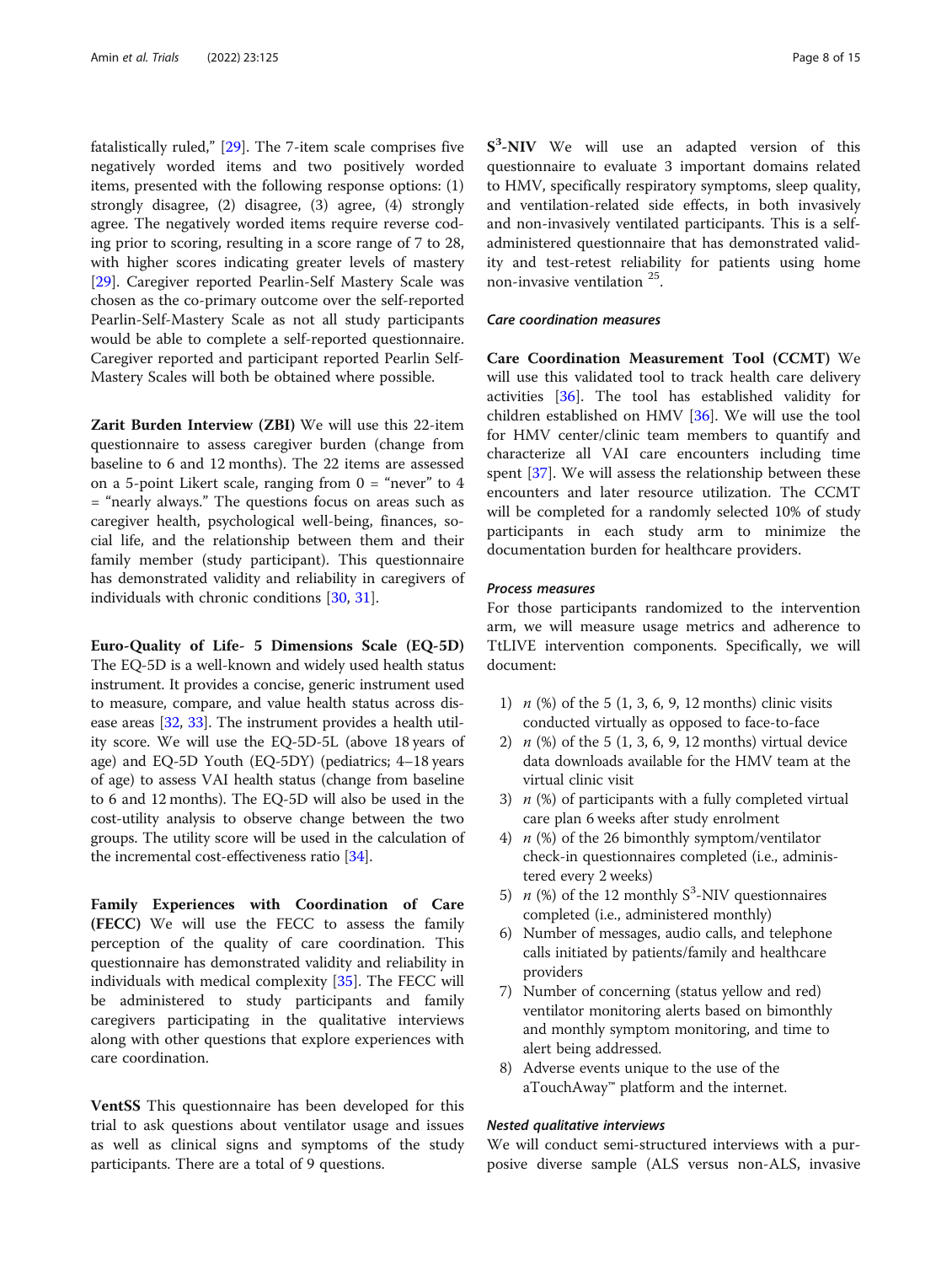fatalistically ruled," [29]. The 7-item scale comprises five negatively worded items and two positively worded items, presented with the following response options: (1) strongly disagree, (2) disagree, (3) agree, (4) strongly agree. The negatively worded items require reverse coding prior to scoring, resulting in a score range of 7 to 28, with higher scores indicating greater levels of mastery [29]. Caregiver reported Pearlin-Self Mastery Scale was chosen as the co-primary outcome over the self-reported Pearlin-Self-Mastery Scale as not all study participants would be able to complete a self-reported questionnaire. Caregiver reported and participant reported Pearlin Self-Mastery Scales will both be obtained where possible.

**Zarit Burden Interview (ZBI)** We will use this 22-item questionnaire to assess caregiver burden (change from baseline to 6 and 12 months). The 22 items are assessed on a 5-point Likert scale, ranging from 0 = "never" to 4 = "nearly always." The questions focus on areas such as caregiver health, psychological well-being, finances, social life, and the relationship between them and their family member (study participant). This questionnaire has demonstrated validity and reliability in caregivers of individuals with chronic conditions [30, 31].

**Euro-Quality of Life- 5 Dimensions Scale (EQ-5D)** The EQ-5D is a well-known and widely used health status instrument. It provides a concise, generic instrument used to measure, compare, and value health status across disease areas [32, 33]. The instrument provides a health utility score. We will use the EQ-5D-5L (above 18 years of age) and EQ-5D Youth (EQ-5DY) (pediatrics; 4–18 years of age) to assess VAI health status (change from baseline to 6 and 12 months). The EQ-5D will also be used in the cost-utility analysis to observe change between the two groups. The utility score will be used in the calculation of the incremental cost-effectiveness ratio [34].

**Family Experiences with Coordination of Care (FECC)** We will use the FECC to assess the family perception of the quality of care coordination. This questionnaire has demonstrated validity and reliability in individuals with medical complexity [35]. The FECC will be administered to study participants and family caregivers participating in the qualitative interviews along with other questions that explore experiences with care coordination.

**VentSS** This questionnaire has been developed for this trial to ask questions about ventilator usage and issues as well as clinical signs and symptoms of the study participants. There are a total of 9 questions.

**$S^3$-NIV** We will use an adapted version of this questionnaire to evaluate 3 important domains related to HMV, specifically respiratory symptoms, sleep quality, and ventilation-related side effects, in both invasively and non-invasively ventilated participants. This is a self-administered questionnaire that has demonstrated validity and test-retest reliability for patients using home non-invasive ventilation [25].

#### *Care coordination measures*

**Care Coordination Measurement Tool (CCMT)** We will use this validated tool to track health care delivery activities [36]. The tool has established validity for children established on HMV [36]. We will use the tool for HMV center/clinic team members to quantify and characterize all VAI care encounters including time spent [37]. We will assess the relationship between these encounters and later resource utilization. The CCMT will be completed for a randomly selected 10% of study participants in each study arm to minimize the documentation burden for healthcare providers.

#### *Process measures*

For those participants randomized to the intervention arm, we will measure usage metrics and adherence to TtLIVE intervention components. Specifically, we will document:

1) *n* (%) of the 5 (1, 3, 6, 9, 12 months) clinic visits conducted virtually as opposed to face-to-face
2) *n* (%) of the 5 (1, 3, 6, 9, 12 months) virtual device data downloads available for the HMV team at the virtual clinic visit
3) *n* (%) of participants with a fully completed virtual care plan 6 weeks after study enrolment
4) *n* (%) of the 26 bimonthly symptom/ventilator check-in questionnaires completed (i.e., administered every 2 weeks)
5) *n* (%) of the 12 monthly $S^3$-NIV questionnaires completed (i.e., administered monthly)
6) Number of messages, audio calls, and telephone calls initiated by patients/family and healthcare providers
7) Number of concerning (status yellow and red) ventilator monitoring alerts based on bimonthly and monthly symptom monitoring, and time to alert being addressed.
8) Adverse events unique to the use of the aTouchAway™ platform and the internet.

#### *Nested qualitative interviews*

We will conduct semi-structured interviews with a purposive diverse sample (ALS versus non-ALS, invasive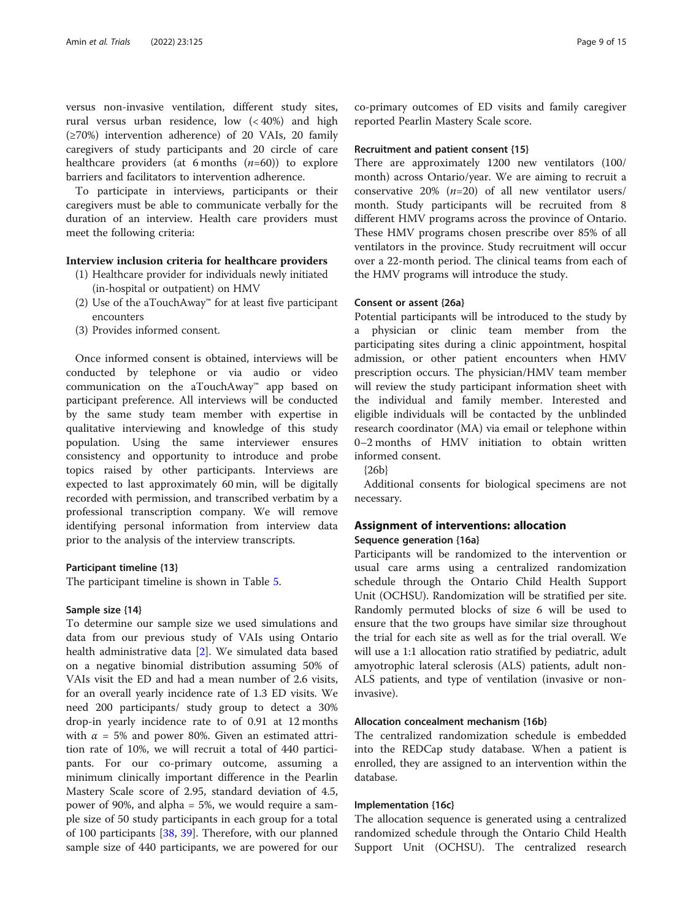versus non-invasive ventilation, different study sites, rural versus urban residence, low (< 40%) and high (≥70%) intervention adherence) of 20 VAIs, 20 family caregivers of study participants and 20 circle of care healthcare providers (at 6 months ($n$=60)) to explore barriers and facilitators to intervention adherence.

To participate in interviews, participants or their caregivers must be able to communicate verbally for the duration of an interview. Health care providers must meet the following criteria:

**Interview inclusion criteria for healthcare providers**

1. Healthcare provider for individuals newly initiated (in-hospital or outpatient) on HMV
2. Use of the aTouchAway™ for at least five participant encounters
3. Provides informed consent.

Once informed consent is obtained, interviews will be conducted by telephone or via audio or video communication on the aTouchAway™ app based on participant preference. All interviews will be conducted by the same study team member with expertise in qualitative interviewing and knowledge of this study population. Using the same interviewer ensures consistency and opportunity to introduce and probe topics raised by other participants. Interviews are expected to last approximately 60 min, will be digitally recorded with permission, and transcribed verbatim by a professional transcription company. We will remove identifying personal information from interview data prior to the analysis of the interview transcripts.

#### Participant timeline {13}

The participant timeline is shown in Table 5.

#### Sample size {14}

To determine our sample size we used simulations and data from our previous study of VAIs using Ontario health administrative data [2]. We simulated data based on a negative binomial distribution assuming 50% of VAIs visit the ED and had a mean number of 2.6 visits, for an overall yearly incidence rate of 1.3 ED visits. We need 200 participants/ study group to detect a 30% drop-in yearly incidence rate to of 0.91 at 12 months with $\alpha$ = 5% and power 80%. Given an estimated attrition rate of 10%, we will recruit a total of 440 participants. For our co-primary outcome, assuming a minimum clinically important difference in the Pearlin Mastery Scale score of 2.95, standard deviation of 4.5, power of 90%, and alpha = 5%, we would require a sample size of 50 study participants in each group for a total of 100 participants [38, 39]. Therefore, with our planned sample size of 440 participants, we are powered for our co-primary outcomes of ED visits and family caregiver reported Pearlin Mastery Scale score.

#### Recruitment and patient consent {15}

There are approximately 1200 new ventilators (100/month) across Ontario/year. We are aiming to recruit a conservative 20% ($n$=20) of all new ventilator users/month. Study participants will be recruited from 8 different HMV programs across the province of Ontario. These HMV programs chosen prescribe over 85% of all ventilators in the province. Study recruitment will occur over a 22-month period. The clinical teams from each of the HMV programs will introduce the study.

#### Consent or assent {26a}

Potential participants will be introduced to the study by a physician or clinic team member from the participating sites during a clinic appointment, hospital admission, or other patient encounters when HMV prescription occurs. The physician/HMV team member will review the study participant information sheet with the individual and family member. Interested and eligible individuals will be contacted by the unblinded research coordinator (MA) via email or telephone within 0–2 months of HMV initiation to obtain written informed consent.

{26b}

Additional consents for biological specimens are not necessary.

### Assignment of interventions: allocation

#### Sequence generation {16a}

Participants will be randomized to the intervention or usual care arms using a centralized randomization schedule through the Ontario Child Health Support Unit (OCHSU). Randomization will be stratified per site. Randomly permuted blocks of size 6 will be used to ensure that the two groups have similar size throughout the trial for each site as well as for the trial overall. We will use a 1:1 allocation ratio stratified by pediatric, adult amyotrophic lateral sclerosis (ALS) patients, adult non-ALS patients, and type of ventilation (invasive or non-invasive).

#### Allocation concealment mechanism {16b}

The centralized randomization schedule is embedded into the REDCap study database. When a patient is enrolled, they are assigned to an intervention within the database.

#### Implementation {16c}

The allocation sequence is generated using a centralized randomized schedule through the Ontario Child Health Support Unit (OCHSU). The centralized research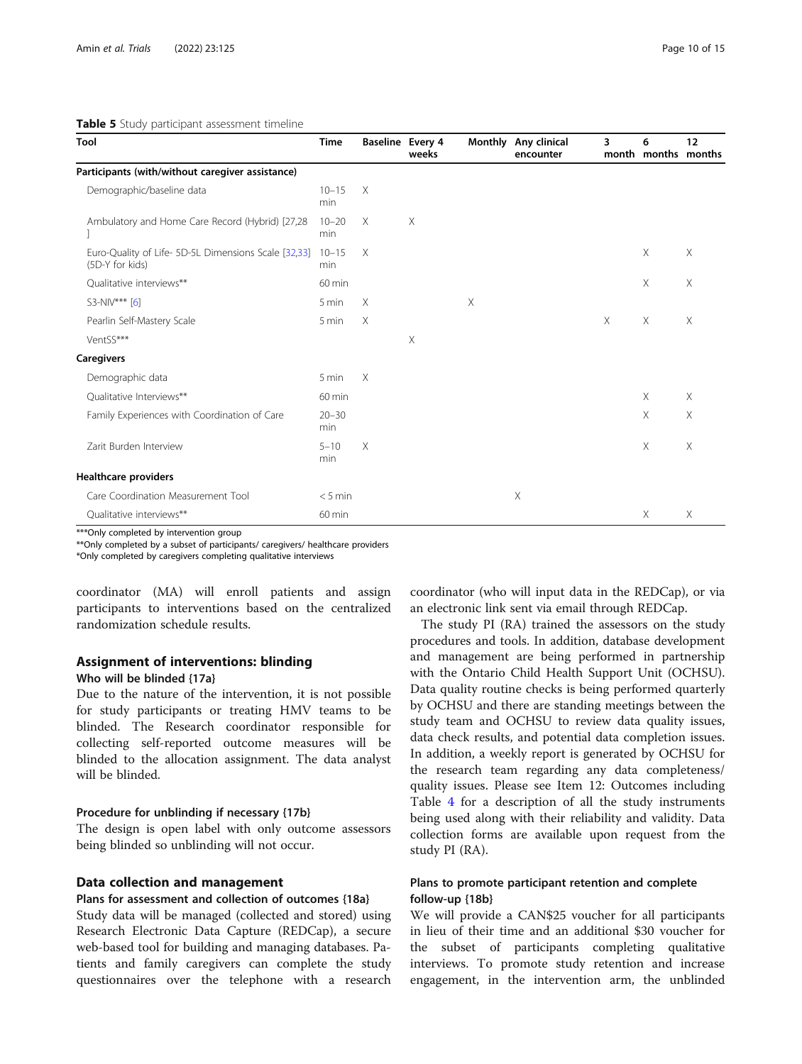**Table 5** Study participant assessment timeline

| Tool | Time | Baseline | Every 4 weeks | Monthly | Any clinical encounter | 3 month | 6 months | 12 months |
|---|---|---|---|---|---|---|---|---|
| **Participants (with/without caregiver assistance)** | | | | | | | | |
| Demographic/baseline data | 10–15 min | X | | | | | | |
| Ambulatory and Home Care Record (Hybrid) [27,28] | 10–20 min | X | X | | | | | |
| Euro-Quality of Life- 5D-5L Dimensions Scale [32,33] (5D-Y for kids) | 10–15 min | X | | | | | X | X |
| Qualitative interviews** | 60 min | | | | | | X | X |
| S3-NIV*** [6] | 5 min | X | | X | | | | |
| Pearlin Self-Mastery Scale | 5 min | X | | | | X | X | X |
| VentSS*** | | | X | | | | | |
| **Caregivers** | | | | | | | | |
| Demographic data | 5 min | X | | | | | | |
| Qualitative Interviews** | 60 min | | | | | | X | X |
| Family Experiences with Coordination of Care | 20–30 min | | | | | | X | X |
| Zarit Burden Interview | 5–10 min | X | | | | | X | X |
| **Healthcare providers** | | | | | | | | |
| Care Coordination Measurement Tool | < 5 min | | | | X | | | |
| Qualitative interviews** | 60 min | | | | | | X | X |

***Only completed by intervention group
**Only completed by a subset of participants/ caregivers/ healthcare providers
*Only completed by caregivers completing qualitative interviews

coordinator (MA) will enroll patients and assign participants to interventions based on the centralized randomization schedule results.

## Assignment of interventions: blinding

### Who will be blinded {17a}

Due to the nature of the intervention, it is not possible for study participants or treating HMV teams to be blinded. The Research coordinator responsible for collecting self-reported outcome measures will be blinded to the allocation assignment. The data analyst will be blinded.

### Procedure for unblinding if necessary {17b}

The design is open label with only outcome assessors being blinded so unblinding will not occur.

## Data collection and management

### Plans for assessment and collection of outcomes {18a}

Study data will be managed (collected and stored) using Research Electronic Data Capture (REDCap), a secure web-based tool for building and managing databases. Patients and family caregivers can complete the study questionnaires over the telephone with a research coordinator (who will input data in the REDCap), or via an electronic link sent via email through REDCap.

The study PI (RA) trained the assessors on the study procedures and tools. In addition, database development and management are being performed in partnership with the Ontario Child Health Support Unit (OCHSU). Data quality routine checks is being performed quarterly by OCHSU and there are standing meetings between the study team and OCHSU to review data quality issues, data check results, and potential data completion issues. In addition, a weekly report is generated by OCHSU for the research team regarding any data completeness/ quality issues. Please see Item 12: Outcomes including Table 4 for a description of all the study instruments being used along with their reliability and validity. Data collection forms are available upon request from the study PI (RA).

### Plans to promote participant retention and complete follow-up {18b}

We will provide a CAN$25 voucher for all participants in lieu of their time and an additional $30 voucher for the subset of participants completing qualitative interviews. To promote study retention and increase engagement, in the intervention arm, the unblinded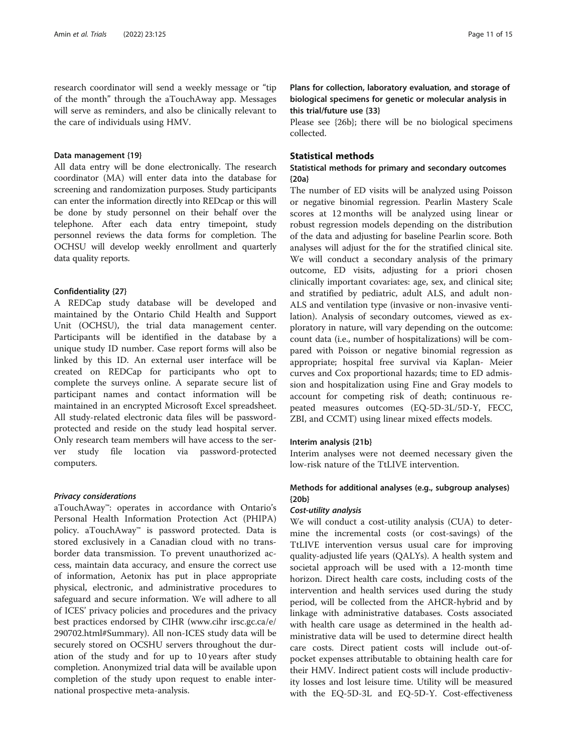research coordinator will send a weekly message or "tip of the month" through the aTouchAway app. Messages will serve as reminders, and also be clinically relevant to the care of individuals using HMV.

#### Data management {19}

All data entry will be done electronically. The research coordinator (MA) will enter data into the database for screening and randomization purposes. Study participants can enter the information directly into REDcap or this will be done by study personnel on their behalf over the telephone. After each data entry timepoint, study personnel reviews the data forms for completion. The OCHSU will develop weekly enrollment and quarterly data quality reports.

#### Confidentiality {27}

A REDCap study database will be developed and maintained by the Ontario Child Health and Support Unit (OCHSU), the trial data management center. Participants will be identified in the database by a unique study ID number. Case report forms will also be linked by this ID. An external user interface will be created on REDCap for participants who opt to complete the surveys online. A separate secure list of participant names and contact information will be maintained in an encrypted Microsoft Excel spreadsheet. All study-related electronic data files will be password-protected and reside on the study lead hospital server. Only research team members will have access to the server study file location via password-protected computers.

##### *Privacy considerations*

aTouchAway™: operates in accordance with Ontario's Personal Health Information Protection Act (PHIPA) policy. aTouchAway™ is password protected. Data is stored exclusively in a Canadian cloud with no trans-border data transmission. To prevent unauthorized access, maintain data accuracy, and ensure the correct use of information, Aetonix has put in place appropriate physical, electronic, and administrative procedures to safeguard and secure information. We will adhere to all of ICES' privacy policies and procedures and the privacy best practices endorsed by CIHR (www.cihr irsc.gc.ca/e/290702.html#Summary). All non-ICES study data will be securely stored on OCSHU servers throughout the duration of the study and for up to 10 years after study completion. Anonymized trial data will be available upon completion of the study upon request to enable international prospective meta-analysis.

#### Plans for collection, laboratory evaluation, and storage of biological specimens for genetic or molecular analysis in this trial/future use {33}

Please see {26b}; there will be no biological specimens collected.

### Statistical methods

#### Statistical methods for primary and secondary outcomes {20a}

The number of ED visits will be analyzed using Poisson or negative binomial regression. Pearlin Mastery Scale scores at 12 months will be analyzed using linear or robust regression models depending on the distribution of the data and adjusting for baseline Pearlin score. Both analyses will adjust for the for the stratified clinical site. We will conduct a secondary analysis of the primary outcome, ED visits, adjusting for a priori chosen clinically important covariates: age, sex, and clinical site; and stratified by pediatric, adult ALS, and adult non-ALS and ventilation type (invasive or non-invasive ventilation). Analysis of secondary outcomes, viewed as exploratory in nature, will vary depending on the outcome: count data (i.e., number of hospitalizations) will be compared with Poisson or negative binomial regression as appropriate; hospital free survival via Kaplan- Meier curves and Cox proportional hazards; time to ED admission and hospitalization using Fine and Gray models to account for competing risk of death; continuous repeated measures outcomes (EQ-5D-3L/5D-Y, FECC, ZBI, and CCMT) using linear mixed effects models.

#### Interim analysis {21b}

Interim analyses were not deemed necessary given the low-risk nature of the TtLIVE intervention.

#### Methods for additional analyses (e.g., subgroup analyses) {20b}

##### *Cost-utility analysis*

We will conduct a cost-utility analysis (CUA) to determine the incremental costs (or cost-savings) of the TtLIVE intervention versus usual care for improving quality-adjusted life years (QALYs). A health system and societal approach will be used with a 12-month time horizon. Direct health care costs, including costs of the intervention and health services used during the study period, will be collected from the AHCR-hybrid and by linkage with administrative databases. Costs associated with health care usage as determined in the health administrative data will be used to determine direct health care costs. Direct patient costs will include out-of-pocket expenses attributable to obtaining health care for their HMV. Indirect patient costs will include productivity losses and lost leisure time. Utility will be measured with the EQ-5D-3L and EQ-5D-Y. Cost-effectiveness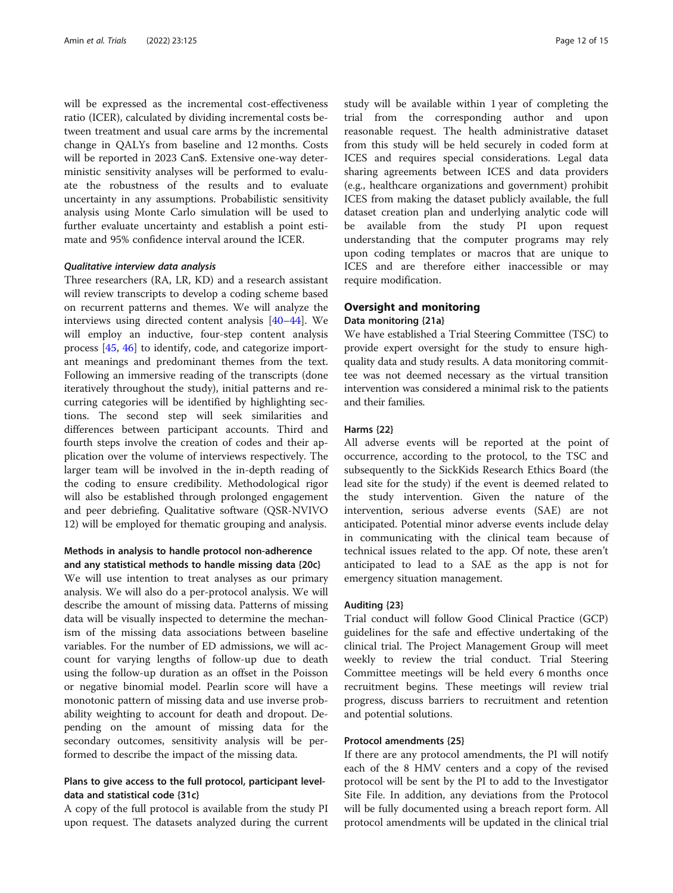will be expressed as the incremental cost-effectiveness ratio (ICER), calculated by dividing incremental costs between treatment and usual care arms by the incremental change in QALYs from baseline and 12 months. Costs will be reported in 2023 Can$. Extensive one-way deterministic sensitivity analyses will be performed to evaluate the robustness of the results and to evaluate uncertainty in any assumptions. Probabilistic sensitivity analysis using Monte Carlo simulation will be used to further evaluate uncertainty and establish a point estimate and 95% confidence interval around the ICER.

#### *Qualitative interview data analysis*

Three researchers (RA, LR, KD) and a research assistant will review transcripts to develop a coding scheme based on recurrent patterns and themes. We will analyze the interviews using directed content analysis [40–44]. We will employ an inductive, four-step content analysis process [45, 46] to identify, code, and categorize important meanings and predominant themes from the text. Following an immersive reading of the transcripts (done iteratively throughout the study), initial patterns and recurring categories will be identified by highlighting sections. The second step will seek similarities and differences between participant accounts. Third and fourth steps involve the creation of codes and their application over the volume of interviews respectively. The larger team will be involved in the in-depth reading of the coding to ensure credibility. Methodological rigor will also be established through prolonged engagement and peer debriefing. Qualitative software (QSR-NVIVO 12) will be employed for thematic grouping and analysis.

### Methods in analysis to handle protocol non-adherence and any statistical methods to handle missing data {20c}

We will use intention to treat analyses as our primary analysis. We will also do a per-protocol analysis. We will describe the amount of missing data. Patterns of missing data will be visually inspected to determine the mechanism of the missing data associations between baseline variables. For the number of ED admissions, we will account for varying lengths of follow-up due to death using the follow-up duration as an offset in the Poisson or negative binomial model. Pearlin score will have a monotonic pattern of missing data and use inverse probability weighting to account for death and dropout. Depending on the amount of missing data for the secondary outcomes, sensitivity analysis will be performed to describe the impact of the missing data.

### Plans to give access to the full protocol, participant level-data and statistical code {31c}

A copy of the full protocol is available from the study PI upon request. The datasets analyzed during the current study will be available within 1 year of completing the trial from the corresponding author and upon reasonable request. The health administrative dataset from this study will be held securely in coded form at ICES and requires special considerations. Legal data sharing agreements between ICES and data providers (e.g., healthcare organizations and government) prohibit ICES from making the dataset publicly available, the full dataset creation plan and underlying analytic code will be available from the study PI upon request understanding that the computer programs may rely upon coding templates or macros that are unique to ICES and are therefore either inaccessible or may require modification.

## Oversight and monitoring

### Data monitoring {21a}

We have established a Trial Steering Committee (TSC) to provide expert oversight for the study to ensure high-quality data and study results. A data monitoring committee was not deemed necessary as the virtual transition intervention was considered a minimal risk to the patients and their families.

### Harms {22}

All adverse events will be reported at the point of occurrence, according to the protocol, to the TSC and subsequently to the SickKids Research Ethics Board (the lead site for the study) if the event is deemed related to the study intervention. Given the nature of the intervention, serious adverse events (SAE) are not anticipated. Potential minor adverse events include delay in communicating with the clinical team because of technical issues related to the app. Of note, these aren't anticipated to lead to a SAE as the app is not for emergency situation management.

### Auditing {23}

Trial conduct will follow Good Clinical Practice (GCP) guidelines for the safe and effective undertaking of the clinical trial. The Project Management Group will meet weekly to review the trial conduct. Trial Steering Committee meetings will be held every 6 months once recruitment begins. These meetings will review trial progress, discuss barriers to recruitment and retention and potential solutions.

### Protocol amendments {25}

If there are any protocol amendments, the PI will notify each of the 8 HMV centers and a copy of the revised protocol will be sent by the PI to add to the Investigator Site File. In addition, any deviations from the Protocol will be fully documented using a breach report form. All protocol amendments will be updated in the clinical trial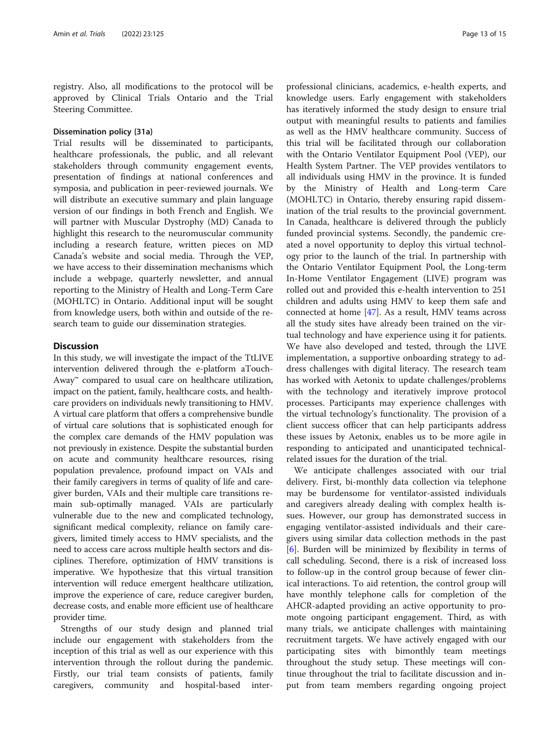registry. Also, all modifications to the protocol will be approved by Clinical Trials Ontario and the Trial Steering Committee.

### Dissemination policy {31a}

Trial results will be disseminated to participants, healthcare professionals, the public, and all relevant stakeholders through community engagement events, presentation of findings at national conferences and symposia, and publication in peer-reviewed journals. We will distribute an executive summary and plain language version of our findings in both French and English. We will partner with Muscular Dystrophy (MD) Canada to highlight this research to the neuromuscular community including a research feature, written pieces on MD Canada's website and social media. Through the VEP, we have access to their dissemination mechanisms which include a webpage, quarterly newsletter, and annual reporting to the Ministry of Health and Long-Term Care (MOHLTC) in Ontario. Additional input will be sought from knowledge users, both within and outside of the research team to guide our dissemination strategies.

## Discussion

In this study, we will investigate the impact of the TtLIVE intervention delivered through the e-platform aTouchAway™ compared to usual care on healthcare utilization, impact on the patient, family, healthcare costs, and healthcare providers on individuals newly transitioning to HMV. A virtual care platform that offers a comprehensive bundle of virtual care solutions that is sophisticated enough for the complex care demands of the HMV population was not previously in existence. Despite the substantial burden on acute and community healthcare resources, rising population prevalence, profound impact on VAIs and their family caregivers in terms of quality of life and caregiver burden, VAIs and their multiple care transitions remain sub-optimally managed. VAIs are particularly vulnerable due to the new and complicated technology, significant medical complexity, reliance on family caregivers, limited timely access to HMV specialists, and the need to access care across multiple health sectors and disciplines. Therefore, optimization of HMV transitions is imperative. We hypothesize that this virtual transition intervention will reduce emergent healthcare utilization, improve the experience of care, reduce caregiver burden, decrease costs, and enable more efficient use of healthcare provider time.

Strengths of our study design and planned trial include our engagement with stakeholders from the inception of this trial as well as our experience with this intervention through the rollout during the pandemic. Firstly, our trial team consists of patients, family caregivers, community and hospital-based interprofessional clinicians, academics, e-health experts, and knowledge users. Early engagement with stakeholders has iteratively informed the study design to ensure trial output with meaningful results to patients and families as well as the HMV healthcare community. Success of this trial will be facilitated through our collaboration with the Ontario Ventilator Equipment Pool (VEP), our Health System Partner. The VEP provides ventilators to all individuals using HMV in the province. It is funded by the Ministry of Health and Long-term Care (MOHLTC) in Ontario, thereby ensuring rapid dissemination of the trial results to the provincial government. In Canada, healthcare is delivered through the publicly funded provincial systems. Secondly, the pandemic created a novel opportunity to deploy this virtual technology prior to the launch of the trial. In partnership with the Ontario Ventilator Equipment Pool, the Long-term In-Home Ventilator Engagement (LIVE) program was rolled out and provided this e-health intervention to 251 children and adults using HMV to keep them safe and connected at home [47]. As a result, HMV teams across all the study sites have already been trained on the virtual technology and have experience using it for patients. We have also developed and tested, through the LIVE implementation, a supportive onboarding strategy to address challenges with digital literacy. The research team has worked with Aetonix to update challenges/problems with the technology and iteratively improve protocol processes. Participants may experience challenges with the virtual technology's functionality. The provision of a client success officer that can help participants address these issues by Aetonix, enables us to be more agile in responding to anticipated and unanticipated technical-related issues for the duration of the trial.

We anticipate challenges associated with our trial delivery. First, bi-monthly data collection via telephone may be burdensome for ventilator-assisted individuals and caregivers already dealing with complex health issues. However, our group has demonstrated success in engaging ventilator-assisted individuals and their caregivers using similar data collection methods in the past [6]. Burden will be minimized by flexibility in terms of call scheduling. Second, there is a risk of increased loss to follow-up in the control group because of fewer clinical interactions. To aid retention, the control group will have monthly telephone calls for completion of the AHCR-adapted providing an active opportunity to promote ongoing participant engagement. Third, as with many trials, we anticipate challenges with maintaining recruitment targets. We have actively engaged with our participating sites with bimonthly team meetings throughout the study setup. These meetings will continue throughout the trial to facilitate discussion and input from team members regarding ongoing project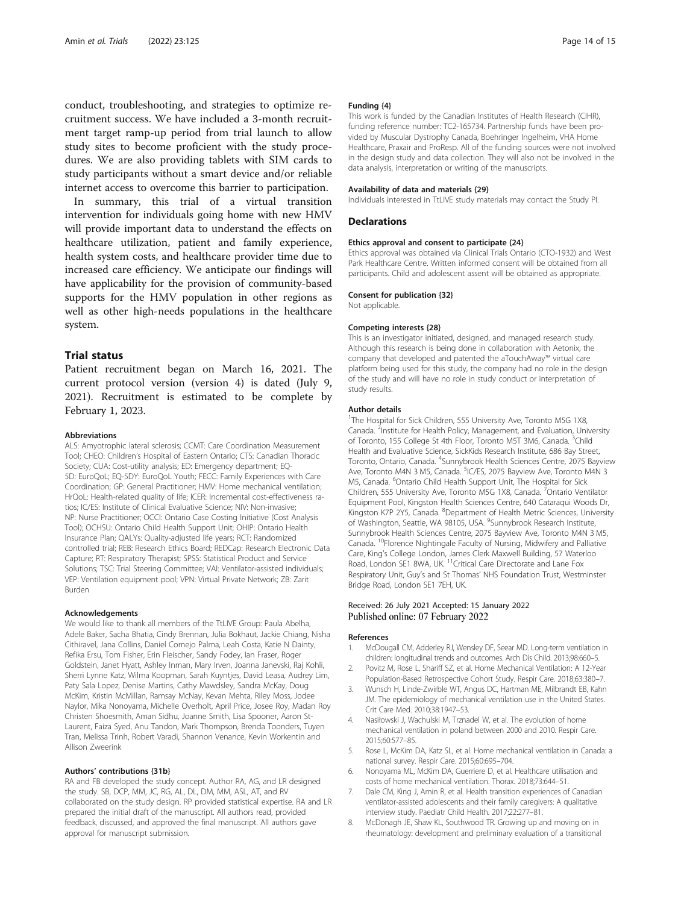conduct, troubleshooting, and strategies to optimize recruitment success. We have included a 3-month recruitment target ramp-up period from trial launch to allow study sites to become proficient with the study procedures. We are also providing tablets with SIM cards to study participants without a smart device and/or reliable internet access to overcome this barrier to participation.

In summary, this trial of a virtual transition intervention for individuals going home with new HMV will provide important data to understand the effects on healthcare utilization, patient and family experience, health system costs, and healthcare provider time due to increased care efficiency. We anticipate our findings will have applicability for the provision of community-based supports for the HMV population in other regions as well as other high-needs populations in the healthcare system.

## Trial status

Patient recruitment began on March 16, 2021. The current protocol version (version 4) is dated (July 9, 2021). Recruitment is estimated to be complete by February 1, 2023.

#### Abbreviations

ALS: Amyotrophic lateral sclerosis; CCMT: Care Coordination Measurement Tool; CHEO: Children's Hospital of Eastern Ontario; CTS: Canadian Thoracic Society; CUA: Cost-utility analysis; ED: Emergency department; EQ-5D: EuroQoL; EQ-5DY: EuroQoL Youth; FECC: Family Experiences with Care Coordination; GP: General Practitioner; HMV: Home mechanical ventilation; HrQoL: Health-related quality of life; ICER: Incremental cost-effectiveness ratios; IC/ES: Institute of Clinical Evaluative Science; NIV: Non-invasive; NP: Nurse Practitioner; OCCI: Ontario Case Costing Initiative (Cost Analysis Tool); OCHSU: Ontario Child Health Support Unit; OHIP: Ontario Health Insurance Plan; QALYs: Quality-adjusted life years; RCT: Randomized controlled trial; REB: Research Ethics Board; REDCap: Research Electronic Data Capture; RT: Respiratory Therapist; SPSS: Statistical Product and Service Solutions; TSC: Trial Steering Committee; VAI: Ventilator-assisted individuals; VEP: Ventilation equipment pool; VPN: Virtual Private Network; ZB: Zarit Burden

#### Acknowledgements

We would like to thank all members of the TtLIVE Group: Paula Abelha, Adele Baker, Sacha Bhatia, Cindy Brennan, Julia Bokhaut, Jackie Chiang, Nisha Cithiravel, Jana Collins, Daniel Cornejo Palma, Leah Costa, Katie N Dainty, Refika Ersu, Tom Fisher, Erin Fleischer, Sandy Fodey, Ian Fraser, Roger Goldstein, Janet Hyatt, Ashley Inman, Mary Irven, Joanna Janevski, Raj Kohli, Sherri Lynne Katz, Wilma Koopman, Sarah Kuyntjes, David Leasa, Audrey Lim, Paty Sala Lopez, Denise Martins, Cathy Mawdsley, Sandra McKay, Doug McKim, Kristin McMillan, Ramsay McNay, Kevan Mehta, Riley Moss, Jodee Naylor, Mika Nonoyama, Michelle Overholt, April Price, Josee Roy, Madan Roy Christen Shoesmith, Aman Sidhu, Joanne Smith, Lisa Spooner, Aaron St-Laurent, Faiza Syed, Anu Tandon, Mark Thompson, Brenda Toonders, Tuyen Tran, Melissa Trinh, Robert Varadi, Shannon Venance, Kevin Workentin and Allison Zweerink

#### Authors' contributions {31b}

RA and FB developed the study concept. Author RA, AG, and LR designed the study. SB, DCP, MM, JC, RG, AL, DL, DM, MM, ASL, AT, and RV collaborated on the study design. RP provided statistical expertise. RA and LR prepared the initial draft of the manuscript. All authors read, provided feedback, discussed, and approved the final manuscript. All authors gave approval for manuscript submission.

#### Funding {4}

This work is funded by the Canadian Institutes of Health Research (CIHR), funding reference number: TC2-165734. Partnership funds have been provided by Muscular Dystrophy Canada, Boehringer Ingelheim, VHA Home Healthcare, Praxair and ProResp. All of the funding sources were not involved in the design study and data collection. They will also not be involved in the data analysis, interpretation or writing of the manuscripts.

#### Availability of data and materials {29}

Individuals interested in TtLIVE study materials may contact the Study PI.

## Declarations

#### Ethics approval and consent to participate {24}

Ethics approval was obtained via Clinical Trials Ontario (CTO-1932) and West Park Healthcare Centre. Written informed consent will be obtained from all participants. Child and adolescent assent will be obtained as appropriate.

#### Consent for publication {32}

Not applicable.

#### Competing interests {28}

This is an investigator initiated, designed, and managed research study. Although this research is being done in collaboration with Aetonix, the company that developed and patented the aTouchAway™ virtual care platform being used for this study, the company had no role in the design of the study and will have no role in study conduct or interpretation of study results.

#### Author details

[1]The Hospital for Sick Children, 555 University Ave, Toronto M5G 1X8, Canada. [2]Institute for Health Policy, Management, and Evaluation, University of Toronto, 155 College St 4th Floor, Toronto M5T 3M6, Canada. [3]Child Health and Evaluative Science, SickKids Research Institute, 686 Bay Street, Toronto, Ontario, Canada. [4]Sunnybrook Health Sciences Centre, 2075 Bayview Ave, Toronto M4N 3 M5, Canada. [5]IC/ES, 2075 Bayview Ave, Toronto M4N 3 M5, Canada. [6]Ontario Child Health Support Unit, The Hospital for Sick Children, 555 University Ave, Toronto M5G 1X8, Canada. [7]Ontario Ventilator Equipment Pool, Kingston Health Sciences Centre, 640 Cataraqui Woods Dr, Kingston K7P 2Y5, Canada. [8]Department of Health Metric Sciences, University of Washington, Seattle, WA 98105, USA. [9]Sunnybrook Research Institute, Sunnybrook Health Sciences Centre, 2075 Bayview Ave, Toronto M4N 3 M5, Canada. [10]Florence Nightingale Faculty of Nursing, Midwifery and Palliative Care, King's College London, James Clerk Maxwell Building, 57 Waterloo Road, London SE1 8WA, UK. [11]Critical Care Directorate and Lane Fox Respiratory Unit, Guy's and St Thomas' NHS Foundation Trust, Westminster Bridge Road, London SE1 7EH, UK.

Received: 26 July 2021 Accepted: 15 January 2022
Published online: 07 February 2022

#### References

1. McDougall CM, Adderley RJ, Wensley DF, Seear MD. Long-term ventilation in children: longitudinal trends and outcomes. Arch Dis Child. 2013;98:660–5.
2. Povitz M, Rose L, Shariff SZ, et al. Home Mechanical Ventilation: A 12-Year Population-Based Retrospective Cohort Study. Respir Care. 2018;63:380–7.
3. Wunsch H, Linde-Zwirble WT, Angus DC, Hartman ME, Milbrandt EB, Kahn JM. The epidemiology of mechanical ventilation use in the United States. Crit Care Med. 2010;38:1947–53.
4. Nasiłowski J, Wachulski M, Trznadel W, et al. The evolution of home mechanical ventilation in poland between 2000 and 2010. Respir Care. 2015;60:577–85.
5. Rose L, McKim DA, Katz SL, et al. Home mechanical ventilation in Canada: a national survey. Respir Care. 2015;60:695–704.
6. Nonoyama ML, McKim DA, Guerriere D, et al. Healthcare utilisation and costs of home mechanical ventilation. Thorax. 2018;73:644–51.
7. Dale CM, King J, Amin R, et al. Health transition experiences of Canadian ventilator-assisted adolescents and their family caregivers: A qualitative interview study. Paediatr Child Health. 2017;22:277–81.
8. McDonagh JE, Shaw KL, Southwood TR. Growing up and moving on in rheumatology: development and preliminary evaluation of a transitional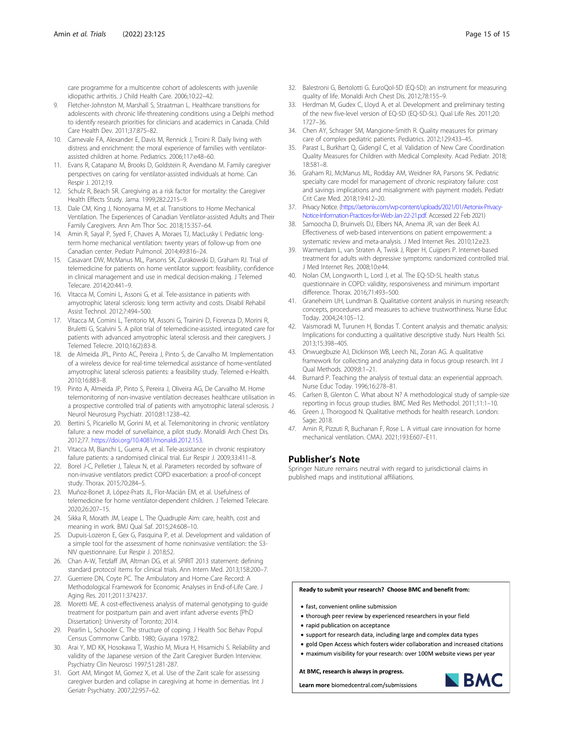care programme for a multicentre cohort of adolescents with juvenile idiopathic arthritis. J Child Health Care. 2006;10:22–42.

9. Fletcher-Johnston M, Marshall S, Straatman L. Healthcare transitions for adolescents with chronic life-threatening conditions using a Delphi method to identify research priorities for clinicians and academics in Canada. Child Care Health Dev. 2011;37:875–82.
10. Carnevale FA, Alexander E, Davis M, Rennick J, Troini R. Daily living with distress and enrichment: the moral experience of families with ventilator-assisted children at home. Pediatrics. 2006;117:e48–60.
11. Evans R, Catapano M, Brooks D, Goldstein R, Avendano M. Family caregiver perspectives on caring for ventilator-assisted individuals at home. Can Respir J. 2012;19.
12. Schulz R, Beach SR. Caregiving as a risk factor for mortality: the Caregiver Health Effects Study. Jama. 1999;282:2215–9.
13. Dale CM, King J, Nonoyama M, et al. Transitions to Home Mechanical Ventilation. The Experiences of Canadian Ventilator-assisted Adults and Their Family Caregivers. Ann Am Thor Soc. 2018;15:357–64.
14. Amin R, Sayal P, Syed F, Chaves A, Moraes TJ, MacLusky I. Pediatric long-term home mechanical ventilation: twenty years of follow-up from one Canadian center. Pediatr Pulmonol. 2014;49:816–24.
15. Casavant DW, McManus ML, Parsons SK, Zurakowski D, Graham RJ. Trial of telemedicine for patients on home ventilator support: feasibility, confidence in clinical management and use in medical decision-making. J Telemed Telecare. 2014;20:441–9.
16. Vitacca M, Comini L, Assoni G, et al. Tele-assistance in patients with amyotrophic lateral sclerosis: long term activity and costs. Disabil Rehabil Assist Technol. 2012;7:494–500.
17. Vitacca M, Comini L, Tentorio M, Assoni G, Trainini D, Fiorenza D, Morini R, Bruletti G, Scalvini S. A pilot trial of telemedicine-assisted, integrated care for patients with advanced amyotrophic lateral sclerosis and their caregivers. J Telemed Telecre. 2010;16(2):83-8.
18. de Almeida JPL, Pinto AC, Pereira J, Pinto S, de Carvalho M. Implementation of a wireless device for real-time telemedical assistance of home-ventilated amyotrophic lateral sclerosis patients: a feasibility study. Telemed e-Health. 2010;16:883–8.
19. Pinto A, Almeida JP, Pinto S, Pereira J, Oliveira AG, De Carvalho M. Home telemonitoring of non-invasive ventilation decreases healthcare utilisation in a prospective controlled trial of patients with amyotrophic lateral sclerosis. J Neurol Neurosurg Psychiatr. 2010;81:1238–42.
20. Bertini S, Picariello M, Gorini M, et al. Telemonitoring in chronic ventilatory failure: a new model of survellaince, a pilot study. Monaldi Arch Chest Dis. 2012;77. https://doi.org/10.4081/monaldi.2012.153.
21. Vitacca M, Bianchi L, Guerra A, et al. Tele-assistance in chronic respiratory failure patients: a randomised clinical trial. Eur Respir J. 2009;33:411–8.
22. Borel J-C, Pelletier J, Taleux N, et al. Parameters recorded by software of non-invasive ventilators predict COPD exacerbation: a proof-of-concept study. Thorax. 2015;70:284–5.
23. Muñoz-Bonet JI, López-Prats JL, Flor-Macián EM, et al. Usefulness of telemedicine for home ventilator-dependent children. J Telemed Telecare. 2020;26:207–15.
24. Sikka R, Morath JM, Leape L. The Quadruple Aim: care, health, cost and meaning in work. BMJ Qual Saf. 2015;24:608–10.
25. Dupuis-Lozeron E, Gex G, Pasquina P, et al. Development and validation of a simple tool for the assessment of home noninvasive ventilation: the S3-NIV questionnaire. Eur Respir J. 2018;52.
26. Chan A-W, Tetzlaff JM, Altman DG, et al. SPIRIT 2013 statement: defining standard protocol items for clinical trials. Ann Intern Med. 2013;158:200–7.
27. Guerriere DN, Coyte PC. The Ambulatory and Home Care Record: A Methodological Framework for Economic Analyses in End-of-Life Care. J Aging Res. 2011;2011:374237.
28. Moretti ME. A cost-effectiveness analysis of maternal genotyping to guide treatment for postpartum pain and avert infant adverse events [PhD Dissertation]: University of Toronto; 2014.
29. Pearlin L, Schooler C. The structure of coping. J Health Soc Behav Popul Census Commonw Caribb. 1980; Guyana 1978;2.
30. Arai Y, MD KK, Hosokawa T, Washio M, Miura H, Hisamichi S. Reliability and validity of the Japanese version of the Zarit Caregiver Burden Interview. Psychiatry Clin Neurosci 1997;51:281-287.
31. Gort AM, Mingot M, Gomez X, et al. Use of the Zarit scale for assessing caregiver burden and collapse in caregiving at home in dementias. Int J Geriatr Psychiatry. 2007;22:957–62.
32. Balestroni G, Bertolotti G. EuroQol-5D (EQ-5D): an instrument for measuring quality of life. Monaldi Arch Chest Dis. 2012;78:155–9.
33. Herdman M, Gudex C, Lloyd A, et al. Development and preliminary testing of the new five-level version of EQ-5D (EQ-5D-5L). Qual Life Res. 2011;20:1727–36.
34. Chen AY, Schrager SM, Mangione-Smith R. Quality measures for primary care of complex pediatric patients. Pediatrics. 2012;129:433–45.
35. Parast L, Burkhart Q, Gidengil C, et al. Validation of New Care Coordination Quality Measures for Children with Medical Complexity. Acad Pediatr. 2018;18:581–8.
36. Graham RJ, McManus ML, Rodday AM, Weidner RA, Parsons SK. Pediatric specialty care model for management of chronic respiratory failure: cost and savings implications and misalignment with payment models. Pediatr Crit Care Med. 2018;19:412–20.
37. Privacy Notice. (https://aetonix.com/wp-content/uploads/2021/01/Aetonix-Privacy-Notice-Information-Practices-for-Web-Jan-22-21.pdf. Accessed 22 Feb 2021)
38. Samoocha D, Bruinvels DJ, Elbers NA, Anema JR, van der Beek AJ. Effectiveness of web-based interventions on patient empowerment: a systematic review and meta-analysis. J Med Internet Res. 2010;12:e23.
39. Warmerdam L, van Straten A, Twisk J, Riper H, Cuijpers P. Internet-based treatment for adults with depressive symptoms: randomized controlled trial. J Med Internet Res. 2008;10:e44.
40. Nolan CM, Longworth L, Lord J, et al. The EQ-5D-5L health status questionnaire in COPD: validity, responsiveness and minimum important difference. Thorax. 2016;71:493–500.
41. Graneheim UH, Lundman B. Qualitative content analysis in nursing research: concepts, procedures and measures to achieve trustworthiness. Nurse Educ Today. 2004;24:105–12.
42. Vaismoradi M, Turunen H, Bondas T. Content analysis and thematic analysis: Implications for conducting a qualitative descriptive study. Nurs Health Sci. 2013;15:398–405.
43. Onwuegbuzie AJ, Dickinson WB, Leech NL, Zoran AG. A qualitative framework for collecting and analyzing data in focus group research. Int J Qual Methods. 2009;8:1–21.
44. Burnard P. Teaching the analysis of textual data: an experiential approach. Nurse Educ Today. 1996;16:278–81.
45. Carlsen B, Glenton C. What about N? A methodological study of sample-size reporting in focus group studies. BMC Med Res Methodol. 2011;11:1–10.
46. Green J, Thorogood N. Qualitative methods for health research. London: Sage; 2018.
47. Amin R, Pizzuti R, Buchanan F, Rose L. A virtual care innovation for home mechanical ventilation. CMAJ. 2021;193:E607–E11.

## Publisher's Note

Springer Nature remains neutral with regard to jurisdictional claims in published maps and institutional affiliations.

**Ready to submit your research? Choose BMC and benefit from:**

- fast, convenient online submission
- thorough peer review by experienced researchers in your field
- rapid publication on acceptance
- support for research data, including large and complex data types
- gold Open Access which fosters wider collaboration and increased citations
- maximum visibility for your research: over 100M website views per year

**At BMC, research is always in progress.**

**Learn more** biomedcentral.com/submissions